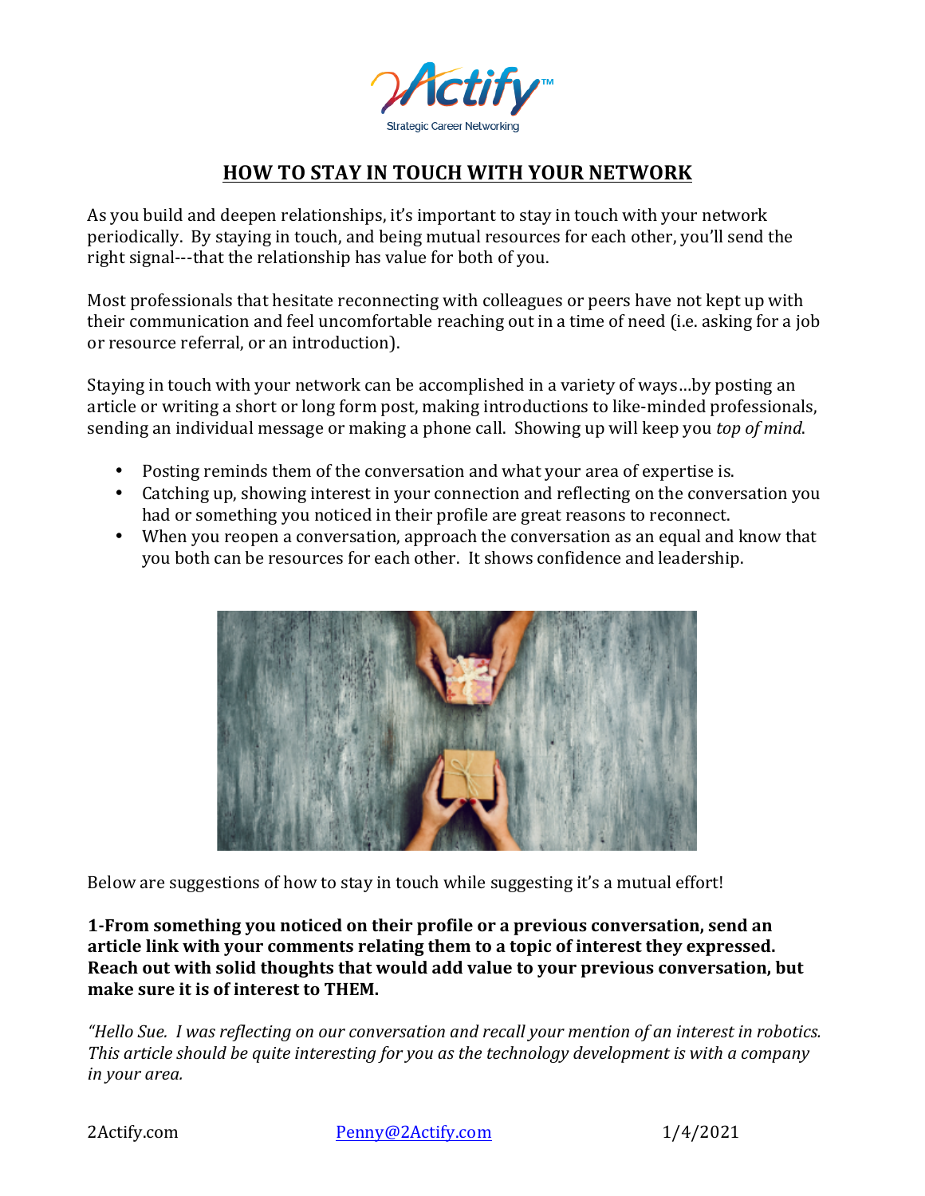# HOW TO STAY IN TOUCH WITH YOUR NETWORK

As you build and deepen relationships, it's important to stay in touch with your network periodically. By staying in touch, and being mutual resources for each other, you'll send the right signal---that the relationship has value for both of you.

Most professionals that hesitate reconnecting with colleagues or peers have not kept up with their communication and feel uncomfortable reaching out in a time of need (i.e. asking for a job or resource referral, or an introduction).

Staying in touch with your network can be accomplished in a variety of ways…by posting an article or writing a short or long form post, making introductions to like-minded professionals, sending an individual message or making a phone call. Showing up will keep you *top of mind*.

- Posting reminds them of the conversation and what your area of expertise is.
- Catching up, showing interest in your connection and reflecting on the conversation you had or something you noticed in their profile are great reasons to reconnect.
- When you reopen a conversation, approach the conversation as an equal and know that you both can be resources for each other. It shows confidence and leadership.

Below are suggestions of how to stay in touch while suggesting it's a mutual effort!

**1-From something you noticed on their profile or a previous conversation, send an article link with your comments relating them to a topic of interest they expressed. Reach out with solid thoughts that would add value to your previous conversation, but make sure it is of interest to THEM.**

*"Hello Sue. I was reflecting on our conversation and recall your mention of an interest in robotics. This article should be quite interesting for you as the technology development is with a company in your area.*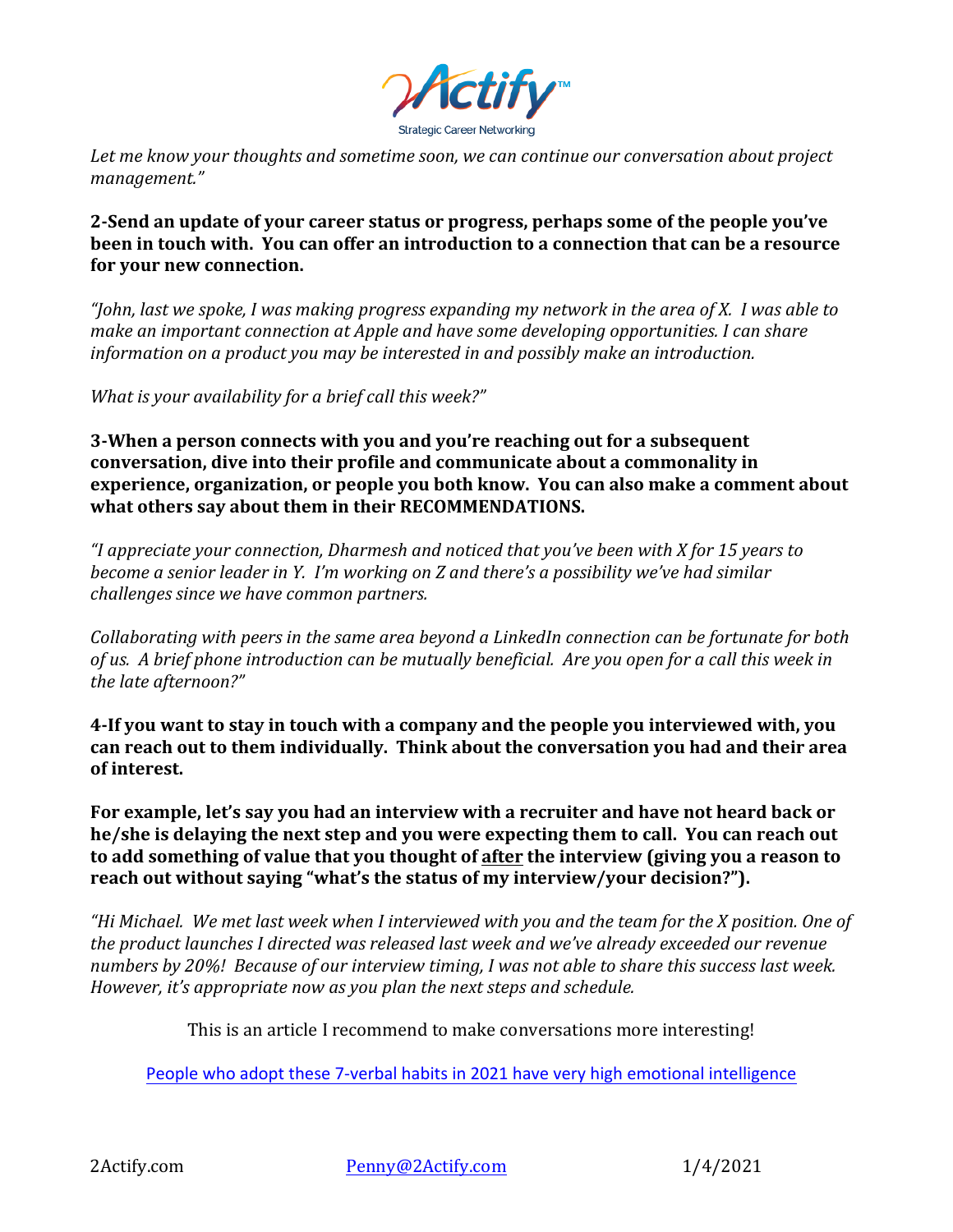*Let me know your thoughts and sometime soon, we can continue our conversation about project management."*

**2-Send an update of your career status or progress, perhaps some of the people you've been in touch with. You can offer an introduction to a connection that can be a resource for your new connection.**

*"John, last we spoke, I was making progress expanding my network in the area of X. I was able to make an important connection at Apple and have some developing opportunities. I can share information on a product you may be interested in and possibly make an introduction.*

*What is your availability for a brief call this week?"*

**3-When a person connects with you and you're reaching out for a subsequent conversation, dive into their profile and communicate about a commonality in experience, organization, or people you both know. You can also make a comment about what others say about them in their RECOMMENDATIONS.**

*"I appreciate your connection, Dharmesh and noticed that you've been with X for 15 years to become a senior leader in Y. I'm working on Z and there's a possibility we've had similar challenges since we have common partners.*

*Collaborating with peers in the same area beyond a LinkedIn connection can be fortunate for both of us. A brief phone introduction can be mutually beneficial. Are you open for a call this week in the late afternoon?"*

**4-If you want to stay in touch with a company and the people you interviewed with, you can reach out to them individually. Think about the conversation you had and their area of interest.**

**For example, let's say you had an interview with a recruiter and have not heard back or he/she is delaying the next step and you were expecting them to call. You can reach out to add something of value that you thought of <u>after</u> the interview (giving you a reason to reach out without saying "what's the status of my interview/your decision?").**

*"Hi Michael. We met last week when I interviewed with you and the team for the X position. One of the product launches I directed was released last week and we've already exceeded our revenue numbers by 20%! Because of our interview timing, I was not able to share this success last week. However, it's appropriate now as you plan the next steps and schedule.*

This is an article I recommend to make conversations more interesting!

[People who adopt these 7-verbal habits in 2021 have very high emotional intelligence]